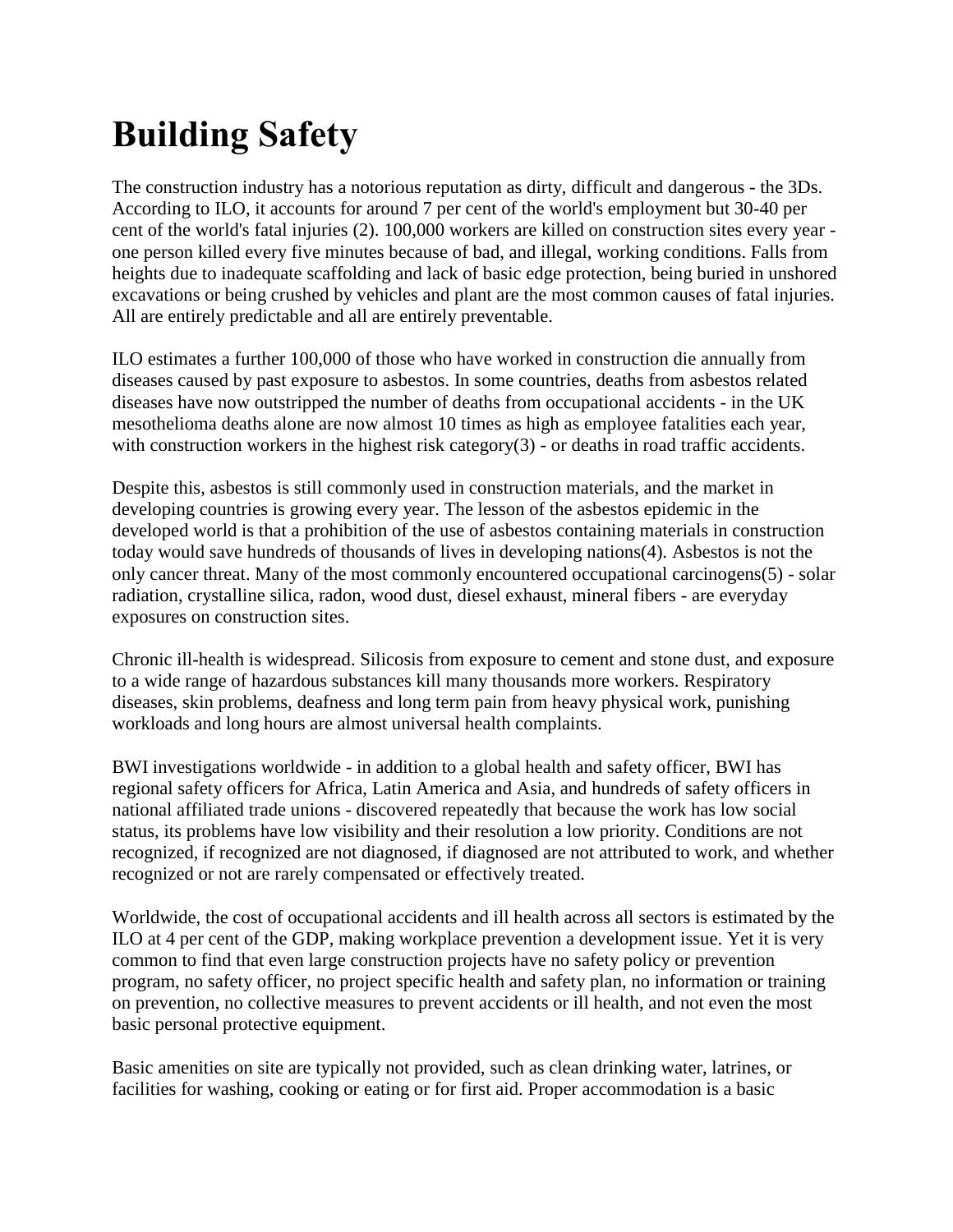# Building Safety

The construction industry has a notorious reputation as dirty, difficult and dangerous - the 3Ds. According to ILO, it accounts for around 7 per cent of the world's employment but 30-40 per cent of the world's fatal injuries (2). 100,000 workers are killed on construction sites every year - one person killed every five minutes because of bad, and illegal, working conditions. Falls from heights due to inadequate scaffolding and lack of basic edge protection, being buried in unshored excavations or being crushed by vehicles and plant are the most common causes of fatal injuries. All are entirely predictable and all are entirely preventable.

ILO estimates a further 100,000 of those who have worked in construction die annually from diseases caused by past exposure to asbestos. In some countries, deaths from asbestos related diseases have now outstripped the number of deaths from occupational accidents - in the UK mesothelioma deaths alone are now almost 10 times as high as employee fatalities each year, with construction workers in the highest risk category(3) - or deaths in road traffic accidents.

Despite this, asbestos is still commonly used in construction materials, and the market in developing countries is growing every year. The lesson of the asbestos epidemic in the developed world is that a prohibition of the use of asbestos containing materials in construction today would save hundreds of thousands of lives in developing nations(4). Asbestos is not the only cancer threat. Many of the most commonly encountered occupational carcinogens(5) - solar radiation, crystalline silica, radon, wood dust, diesel exhaust, mineral fibers - are everyday exposures on construction sites.

Chronic ill-health is widespread. Silicosis from exposure to cement and stone dust, and exposure to a wide range of hazardous substances kill many thousands more workers. Respiratory diseases, skin problems, deafness and long term pain from heavy physical work, punishing workloads and long hours are almost universal health complaints.

BWI investigations worldwide - in addition to a global health and safety officer, BWI has regional safety officers for Africa, Latin America and Asia, and hundreds of safety officers in national affiliated trade unions - discovered repeatedly that because the work has low social status, its problems have low visibility and their resolution a low priority. Conditions are not recognized, if recognized are not diagnosed, if diagnosed are not attributed to work, and whether recognized or not are rarely compensated or effectively treated.

Worldwide, the cost of occupational accidents and ill health across all sectors is estimated by the ILO at 4 per cent of the GDP, making workplace prevention a development issue. Yet it is very common to find that even large construction projects have no safety policy or prevention program, no safety officer, no project specific health and safety plan, no information or training on prevention, no collective measures to prevent accidents or ill health, and not even the most basic personal protective equipment.

Basic amenities on site are typically not provided, such as clean drinking water, latrines, or facilities for washing, cooking or eating or for first aid. Proper accommodation is a basic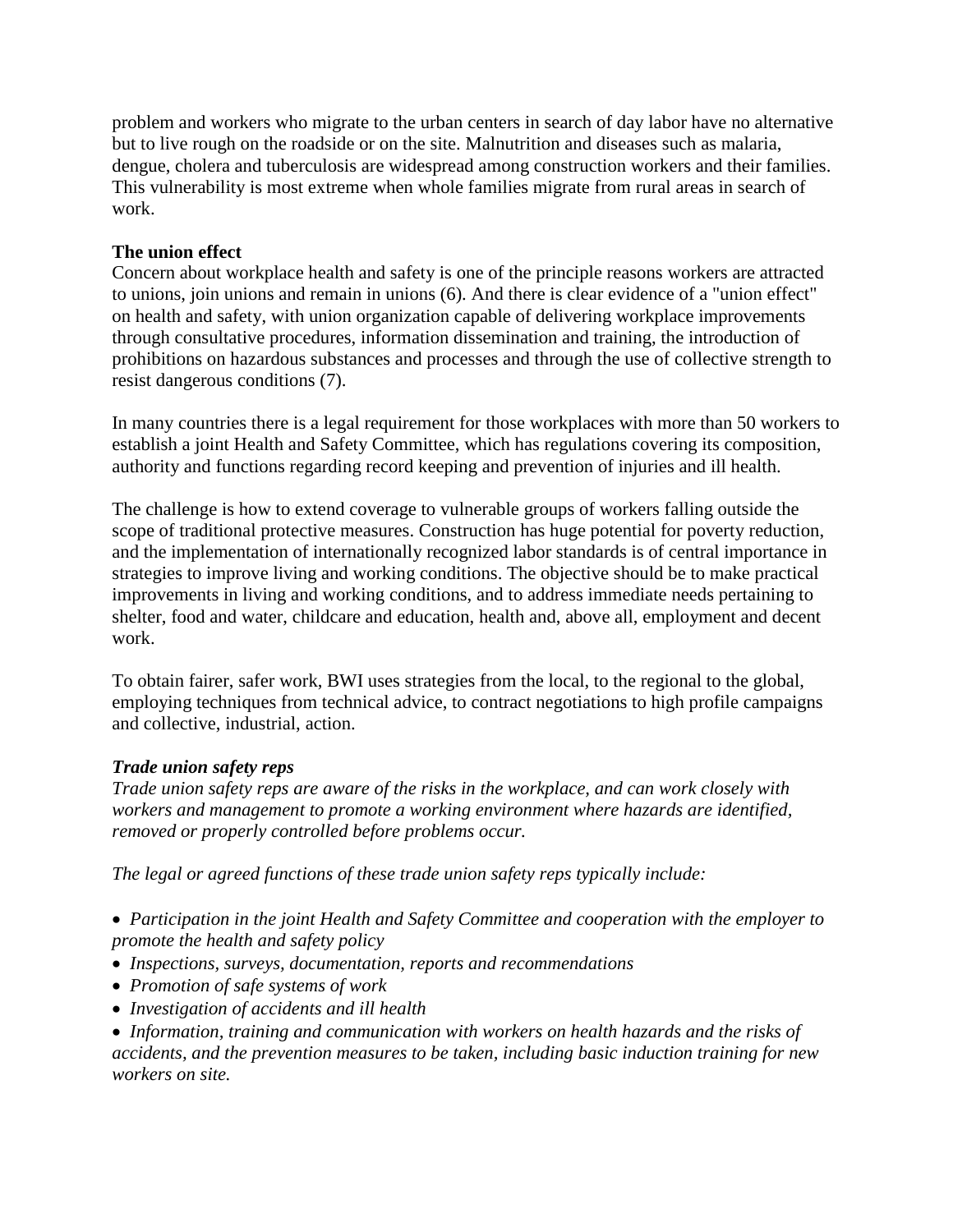problem and workers who migrate to the urban centers in search of day labor have no alternative but to live rough on the roadside or on the site. Malnutrition and diseases such as malaria, dengue, cholera and tuberculosis are widespread among construction workers and their families. This vulnerability is most extreme when whole families migrate from rural areas in search of work.

**The union effect**

Concern about workplace health and safety is one of the principle reasons workers are attracted to unions, join unions and remain in unions (6). And there is clear evidence of a "union effect" on health and safety, with union organization capable of delivering workplace improvements through consultative procedures, information dissemination and training, the introduction of prohibitions on hazardous substances and processes and through the use of collective strength to resist dangerous conditions (7).

In many countries there is a legal requirement for those workplaces with more than 50 workers to establish a joint Health and Safety Committee, which has regulations covering its composition, authority and functions regarding record keeping and prevention of injuries and ill health.

The challenge is how to extend coverage to vulnerable groups of workers falling outside the scope of traditional protective measures. Construction has huge potential for poverty reduction, and the implementation of internationally recognized labor standards is of central importance in strategies to improve living and working conditions. The objective should be to make practical improvements in living and working conditions, and to address immediate needs pertaining to shelter, food and water, childcare and education, health and, above all, employment and decent work.

To obtain fairer, safer work, BWI uses strategies from the local, to the regional to the global, employing techniques from technical advice, to contract negotiations to high profile campaigns and collective, industrial, action.

***Trade union safety reps***

*Trade union safety reps are aware of the risks in the workplace, and can work closely with workers and management to promote a working environment where hazards are identified, removed or properly controlled before problems occur.*

*The legal or agreed functions of these trade union safety reps typically include:*

- *Participation in the joint Health and Safety Committee and cooperation with the employer to promote the health and safety policy*
- *Inspections, surveys, documentation, reports and recommendations*
- *Promotion of safe systems of work*
- *Investigation of accidents and ill health*
- *Information, training and communication with workers on health hazards and the risks of accidents, and the prevention measures to be taken, including basic induction training for new workers on site.*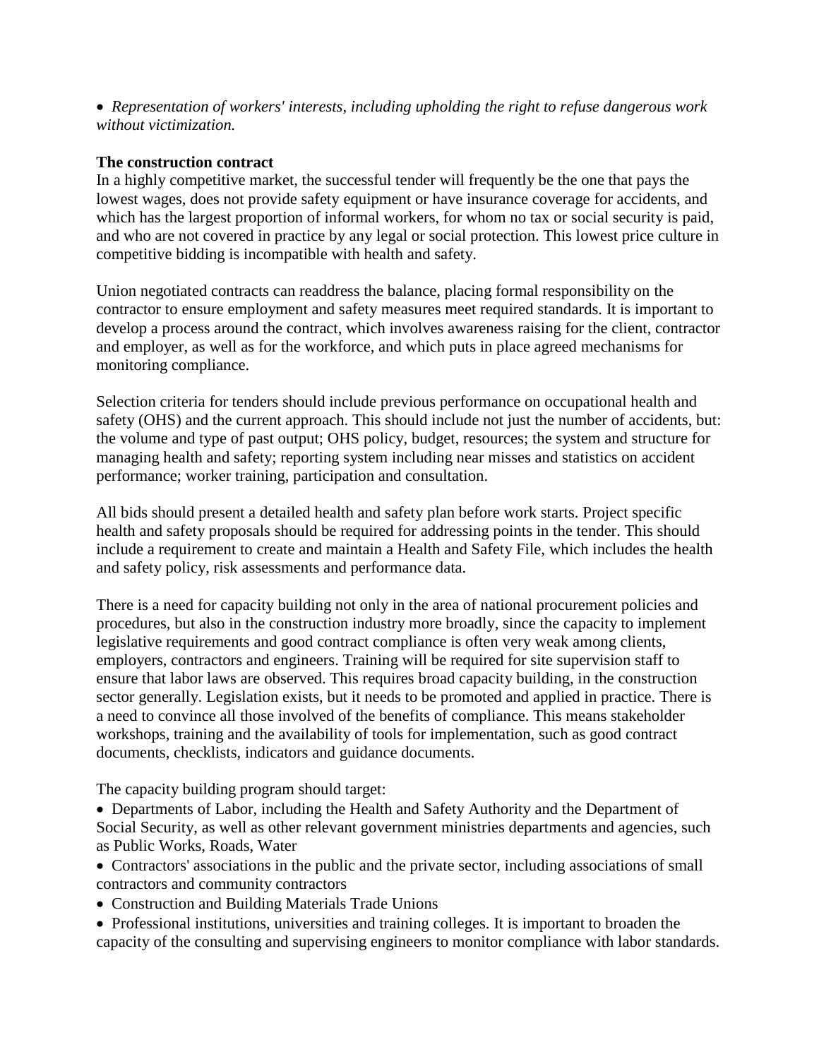- *Representation of workers' interests, including upholding the right to refuse dangerous work without victimization.*

**The construction contract**

In a highly competitive market, the successful tender will frequently be the one that pays the lowest wages, does not provide safety equipment or have insurance coverage for accidents, and which has the largest proportion of informal workers, for whom no tax or social security is paid, and who are not covered in practice by any legal or social protection. This lowest price culture in competitive bidding is incompatible with health and safety.

Union negotiated contracts can readdress the balance, placing formal responsibility on the contractor to ensure employment and safety measures meet required standards. It is important to develop a process around the contract, which involves awareness raising for the client, contractor and employer, as well as for the workforce, and which puts in place agreed mechanisms for monitoring compliance.

Selection criteria for tenders should include previous performance on occupational health and safety (OHS) and the current approach. This should include not just the number of accidents, but: the volume and type of past output; OHS policy, budget, resources; the system and structure for managing health and safety; reporting system including near misses and statistics on accident performance; worker training, participation and consultation.

All bids should present a detailed health and safety plan before work starts. Project specific health and safety proposals should be required for addressing points in the tender. This should include a requirement to create and maintain a Health and Safety File, which includes the health and safety policy, risk assessments and performance data.

There is a need for capacity building not only in the area of national procurement policies and procedures, but also in the construction industry more broadly, since the capacity to implement legislative requirements and good contract compliance is often very weak among clients, employers, contractors and engineers. Training will be required for site supervision staff to ensure that labor laws are observed. This requires broad capacity building, in the construction sector generally. Legislation exists, but it needs to be promoted and applied in practice. There is a need to convince all those involved of the benefits of compliance. This means stakeholder workshops, training and the availability of tools for implementation, such as good contract documents, checklists, indicators and guidance documents.

The capacity building program should target:

- Departments of Labor, including the Health and Safety Authority and the Department of Social Security, as well as other relevant government ministries departments and agencies, such as Public Works, Roads, Water
- Contractors' associations in the public and the private sector, including associations of small contractors and community contractors
- Construction and Building Materials Trade Unions
- Professional institutions, universities and training colleges. It is important to broaden the capacity of the consulting and supervising engineers to monitor compliance with labor standards.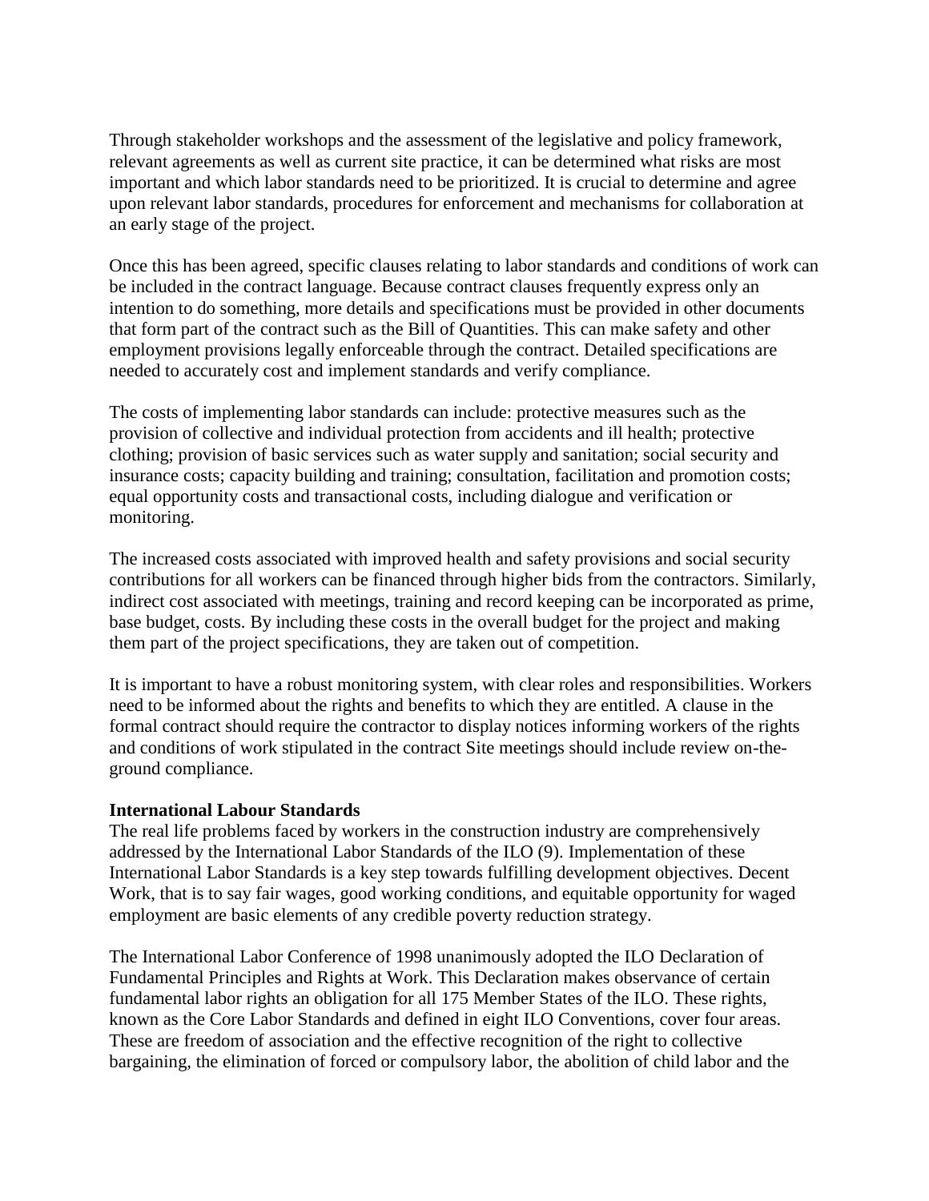Through stakeholder workshops and the assessment of the legislative and policy framework, relevant agreements as well as current site practice, it can be determined what risks are most important and which labor standards need to be prioritized. It is crucial to determine and agree upon relevant labor standards, procedures for enforcement and mechanisms for collaboration at an early stage of the project.

Once this has been agreed, specific clauses relating to labor standards and conditions of work can be included in the contract language. Because contract clauses frequently express only an intention to do something, more details and specifications must be provided in other documents that form part of the contract such as the Bill of Quantities. This can make safety and other employment provisions legally enforceable through the contract. Detailed specifications are needed to accurately cost and implement standards and verify compliance.

The costs of implementing labor standards can include: protective measures such as the provision of collective and individual protection from accidents and ill health; protective clothing; provision of basic services such as water supply and sanitation; social security and insurance costs; capacity building and training; consultation, facilitation and promotion costs; equal opportunity costs and transactional costs, including dialogue and verification or monitoring.

The increased costs associated with improved health and safety provisions and social security contributions for all workers can be financed through higher bids from the contractors. Similarly, indirect cost associated with meetings, training and record keeping can be incorporated as prime, base budget, costs. By including these costs in the overall budget for the project and making them part of the project specifications, they are taken out of competition.

It is important to have a robust monitoring system, with clear roles and responsibilities. Workers need to be informed about the rights and benefits to which they are entitled. A clause in the formal contract should require the contractor to display notices informing workers of the rights and conditions of work stipulated in the contract Site meetings should include review on-the-ground compliance.

**International Labour Standards**

The real life problems faced by workers in the construction industry are comprehensively addressed by the International Labor Standards of the ILO (9). Implementation of these International Labor Standards is a key step towards fulfilling development objectives. Decent Work, that is to say fair wages, good working conditions, and equitable opportunity for waged employment are basic elements of any credible poverty reduction strategy.

The International Labor Conference of 1998 unanimously adopted the ILO Declaration of Fundamental Principles and Rights at Work. This Declaration makes observance of certain fundamental labor rights an obligation for all 175 Member States of the ILO. These rights, known as the Core Labor Standards and defined in eight ILO Conventions, cover four areas. These are freedom of association and the effective recognition of the right to collective bargaining, the elimination of forced or compulsory labor, the abolition of child labor and the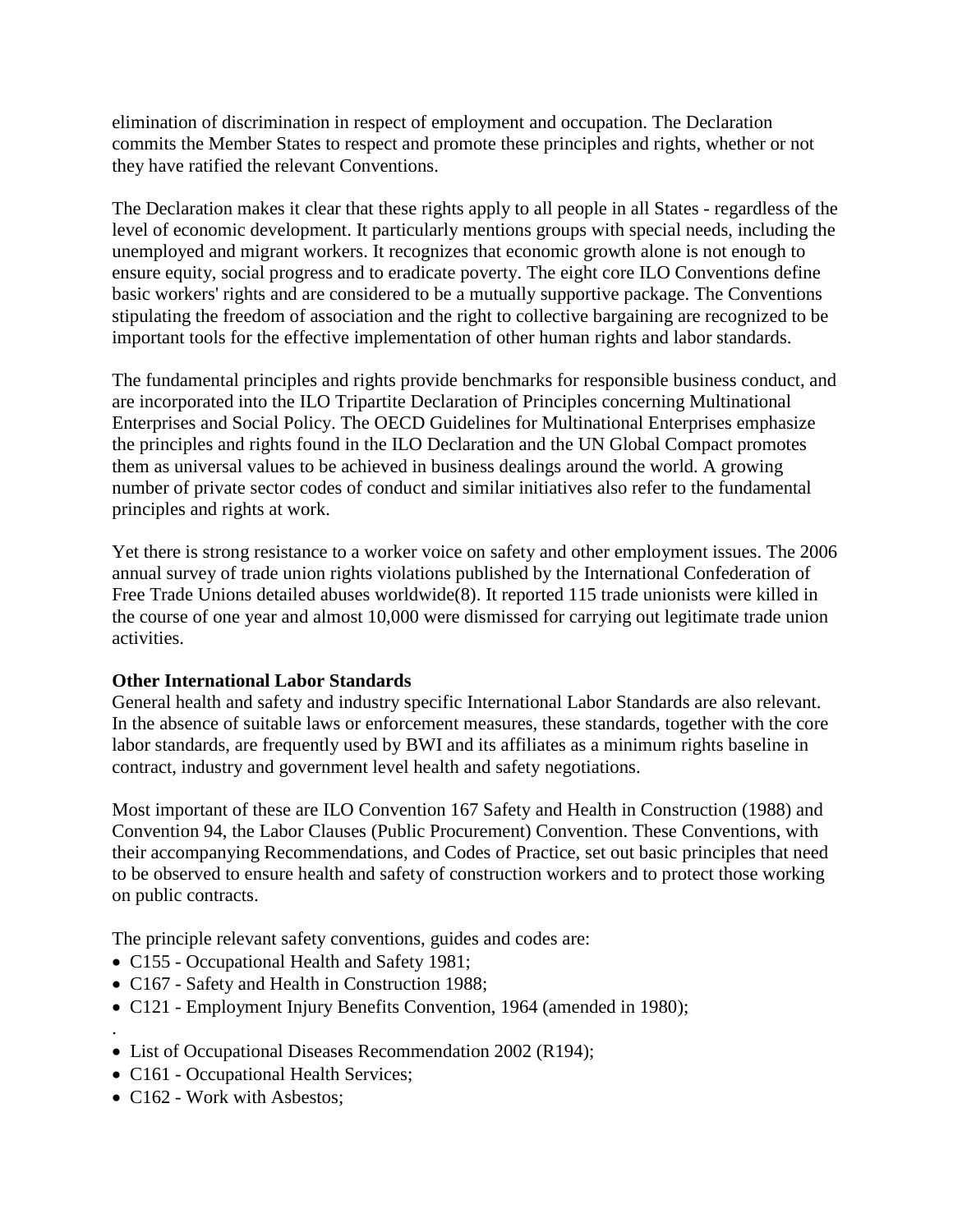elimination of discrimination in respect of employment and occupation. The Declaration commits the Member States to respect and promote these principles and rights, whether or not they have ratified the relevant Conventions.

The Declaration makes it clear that these rights apply to all people in all States - regardless of the level of economic development. It particularly mentions groups with special needs, including the unemployed and migrant workers. It recognizes that economic growth alone is not enough to ensure equity, social progress and to eradicate poverty. The eight core ILO Conventions define basic workers' rights and are considered to be a mutually supportive package. The Conventions stipulating the freedom of association and the right to collective bargaining are recognized to be important tools for the effective implementation of other human rights and labor standards.

The fundamental principles and rights provide benchmarks for responsible business conduct, and are incorporated into the ILO Tripartite Declaration of Principles concerning Multinational Enterprises and Social Policy. The OECD Guidelines for Multinational Enterprises emphasize the principles and rights found in the ILO Declaration and the UN Global Compact promotes them as universal values to be achieved in business dealings around the world. A growing number of private sector codes of conduct and similar initiatives also refer to the fundamental principles and rights at work.

Yet there is strong resistance to a worker voice on safety and other employment issues. The 2006 annual survey of trade union rights violations published by the International Confederation of Free Trade Unions detailed abuses worldwide(8). It reported 115 trade unionists were killed in the course of one year and almost 10,000 were dismissed for carrying out legitimate trade union activities.

**Other International Labor Standards**

General health and safety and industry specific International Labor Standards are also relevant. In the absence of suitable laws or enforcement measures, these standards, together with the core labor standards, are frequently used by BWI and its affiliates as a minimum rights baseline in contract, industry and government level health and safety negotiations.

Most important of these are ILO Convention 167 Safety and Health in Construction (1988) and Convention 94, the Labor Clauses (Public Procurement) Convention. These Conventions, with their accompanying Recommendations, and Codes of Practice, set out basic principles that need to be observed to ensure health and safety of construction workers and to protect those working on public contracts.

The principle relevant safety conventions, guides and codes are:

- C155 - Occupational Health and Safety 1981;
- C167 - Safety and Health in Construction 1988;
- C121 - Employment Injury Benefits Convention, 1964 (amended in 1980);

.

- List of Occupational Diseases Recommendation 2002 (R194);
- C161 - Occupational Health Services;
- C162 - Work with Asbestos;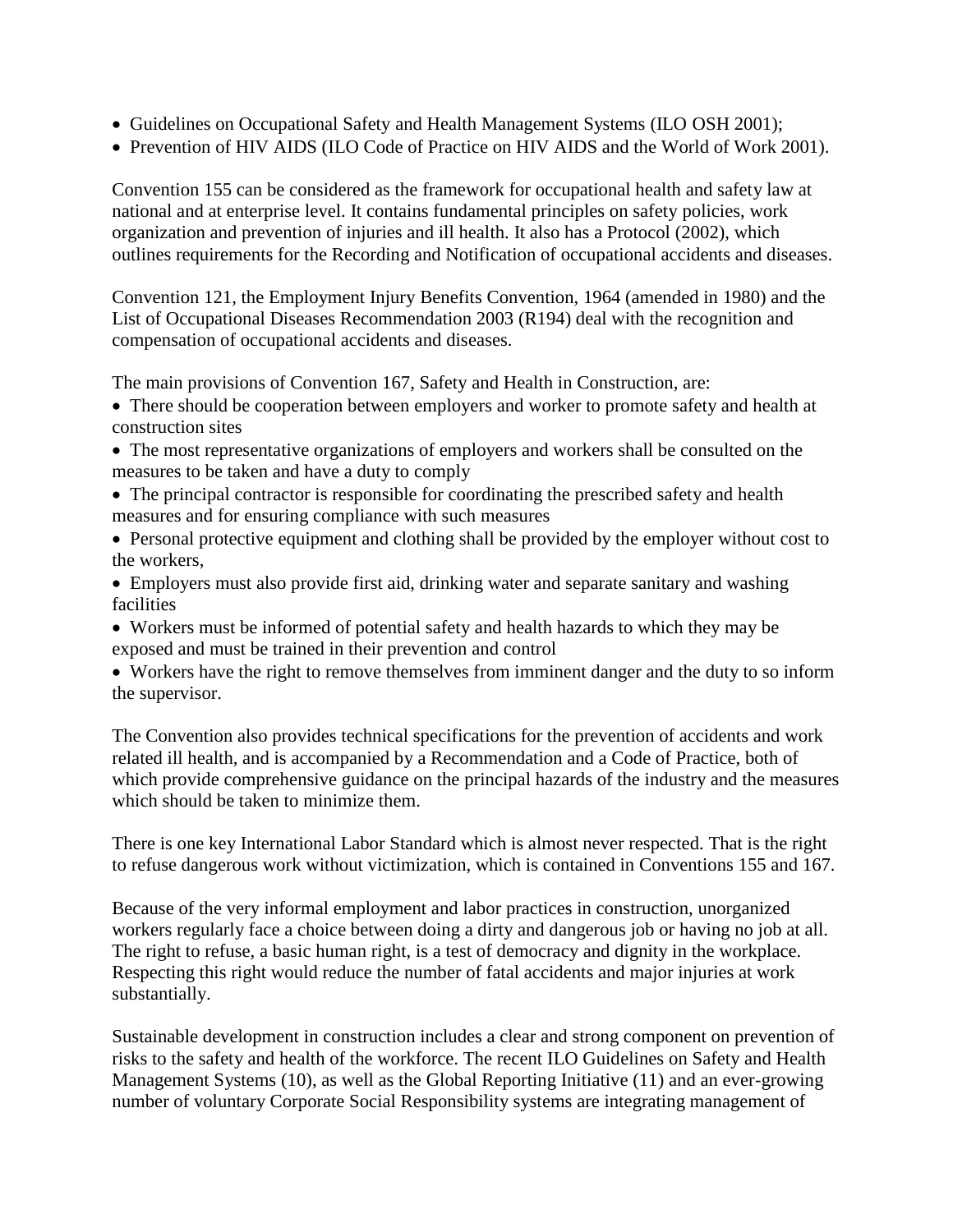- Guidelines on Occupational Safety and Health Management Systems (ILO OSH 2001);
- Prevention of HIV AIDS (ILO Code of Practice on HIV AIDS and the World of Work 2001).

Convention 155 can be considered as the framework for occupational health and safety law at national and at enterprise level. It contains fundamental principles on safety policies, work organization and prevention of injuries and ill health. It also has a Protocol (2002), which outlines requirements for the Recording and Notification of occupational accidents and diseases.

Convention 121, the Employment Injury Benefits Convention, 1964 (amended in 1980) and the List of Occupational Diseases Recommendation 2003 (R194) deal with the recognition and compensation of occupational accidents and diseases.

The main provisions of Convention 167, Safety and Health in Construction, are:

- There should be cooperation between employers and worker to promote safety and health at construction sites
- The most representative organizations of employers and workers shall be consulted on the measures to be taken and have a duty to comply
- The principal contractor is responsible for coordinating the prescribed safety and health measures and for ensuring compliance with such measures
- Personal protective equipment and clothing shall be provided by the employer without cost to the workers,
- Employers must also provide first aid, drinking water and separate sanitary and washing facilities
- Workers must be informed of potential safety and health hazards to which they may be exposed and must be trained in their prevention and control
- Workers have the right to remove themselves from imminent danger and the duty to so inform the supervisor.

The Convention also provides technical specifications for the prevention of accidents and work related ill health, and is accompanied by a Recommendation and a Code of Practice, both of which provide comprehensive guidance on the principal hazards of the industry and the measures which should be taken to minimize them.

There is one key International Labor Standard which is almost never respected. That is the right to refuse dangerous work without victimization, which is contained in Conventions 155 and 167.

Because of the very informal employment and labor practices in construction, unorganized workers regularly face a choice between doing a dirty and dangerous job or having no job at all. The right to refuse, a basic human right, is a test of democracy and dignity in the workplace. Respecting this right would reduce the number of fatal accidents and major injuries at work substantially.

Sustainable development in construction includes a clear and strong component on prevention of risks to the safety and health of the workforce. The recent ILO Guidelines on Safety and Health Management Systems (10), as well as the Global Reporting Initiative (11) and an ever-growing number of voluntary Corporate Social Responsibility systems are integrating management of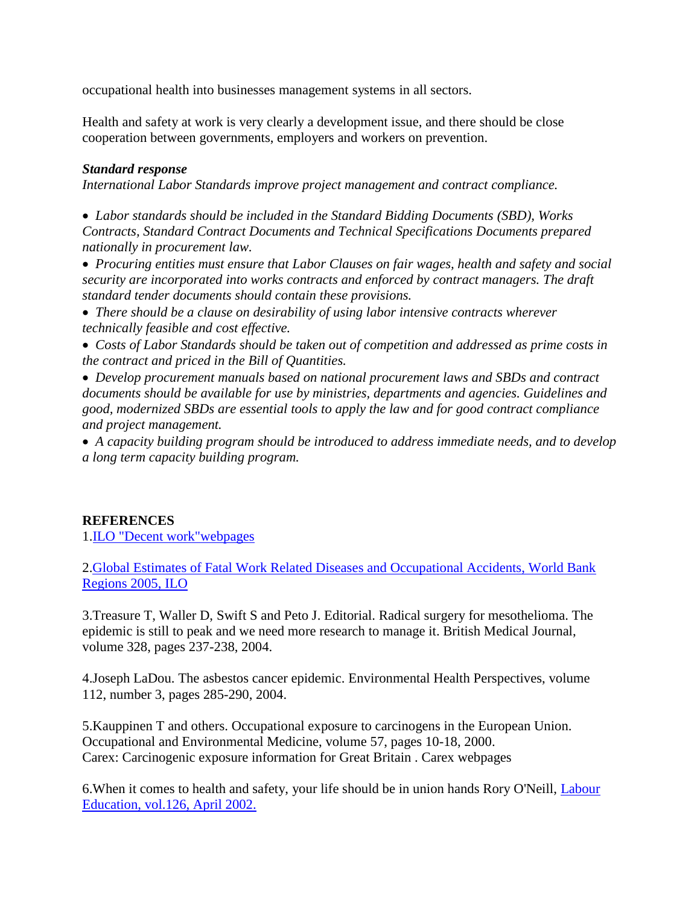occupational health into businesses management systems in all sectors.

Health and safety at work is very clearly a development issue, and there should be close cooperation between governments, employers and workers on prevention.

***Standard response***
*International Labor Standards improve project management and contract compliance.*

- *Labor standards should be included in the Standard Bidding Documents (SBD), Works Contracts, Standard Contract Documents and Technical Specifications Documents prepared nationally in procurement law.*
- *Procuring entities must ensure that Labor Clauses on fair wages, health and safety and social security are incorporated into works contracts and enforced by contract managers. The draft standard tender documents should contain these provisions.*
- *There should be a clause on desirability of using labor intensive contracts wherever technically feasible and cost effective.*
- *Costs of Labor Standards should be taken out of competition and addressed as prime costs in the contract and priced in the Bill of Quantities.*
- *Develop procurement manuals based on national procurement laws and SBDs and contract documents should be available for use by ministries, departments and agencies. Guidelines and good, modernized SBDs are essential tools to apply the law and for good contract compliance and project management.*
- *A capacity building program should be introduced to address immediate needs, and to develop a long term capacity building program.*

**REFERENCES**

1.ILO "Decent work"webpages

2.Global Estimates of Fatal Work Related Diseases and Occupational Accidents, World Bank Regions 2005, ILO

3.Treasure T, Waller D, Swift S and Peto J. Editorial. Radical surgery for mesothelioma. The epidemic is still to peak and we need more research to manage it. British Medical Journal, volume 328, pages 237-238, 2004.

4.Joseph LaDou. The asbestos cancer epidemic. Environmental Health Perspectives, volume 112, number 3, pages 285-290, 2004.

5.Kauppinen T and others. Occupational exposure to carcinogens in the European Union. Occupational and Environmental Medicine, volume 57, pages 10-18, 2000.
Carex: Carcinogenic exposure information for Great Britain . Carex webpages

6.When it comes to health and safety, your life should be in union hands Rory O'Neill, Labour Education, vol.126, April 2002.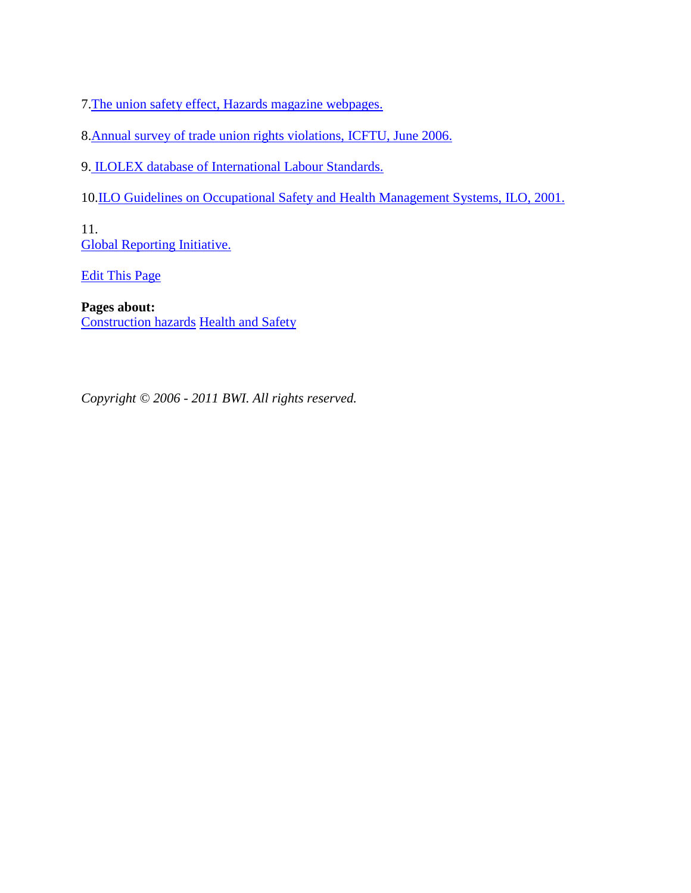7. The union safety effect, Hazards magazine webpages.

8. Annual survey of trade union rights violations, ICFTU, June 2006.

9. ILOLEX database of International Labour Standards.

10. ILO Guidelines on Occupational Safety and Health Management Systems, ILO, 2001.

11.
Global Reporting Initiative.

Edit This Page

**Pages about:**
Construction hazards Health and Safety

*Copyright © 2006 - 2011 BWI. All rights reserved.*